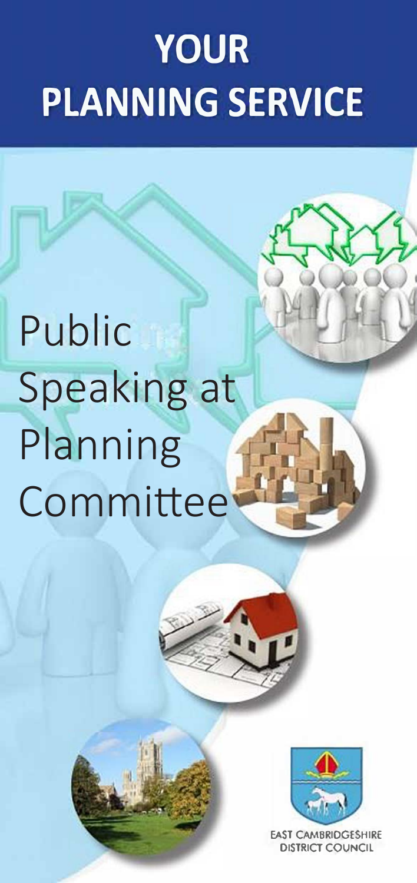# YOUR PLANNING SERVICE

## Public Speaking at Planning Committee

EAST CAMBRIDGESHIRE DISTRICT COUNCIL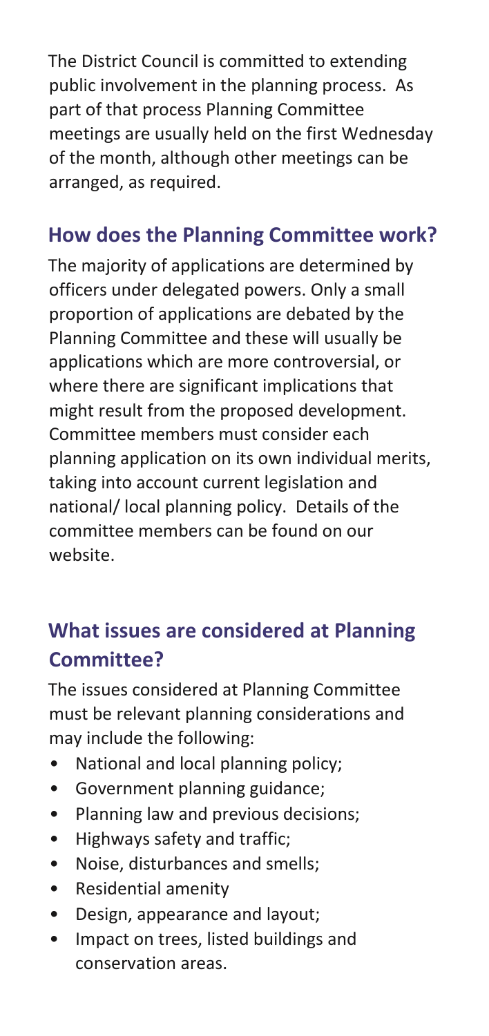The District Council is committed to extending public involvement in the planning process. As part of that process Planning Committee meetings are usually held on the first Wednesday of the month, although other meetings can be arranged, as required.

## How does the Planning Committee work?

The majority of applications are determined by officers under delegated powers. Only a small proportion of applications are debated by the Planning Committee and these will usually be applications which are more controversial, or where there are significant implications that might result from the proposed development. Committee members must consider each planning application on its own individual merits, taking into account current legislation and national/ local planning policy. Details of the committee members can be found on our website.

## What issues are considered at Planning Committee?

The issues considered at Planning Committee must be relevant planning considerations and may include the following:

- National and local planning policy;
- Government planning guidance;
- Planning law and previous decisions;
- Highways safety and traffic;
- Noise, disturbances and smells;
- Residential amenity
- Design, appearance and layout;
- Impact on trees, listed buildings and conservation areas.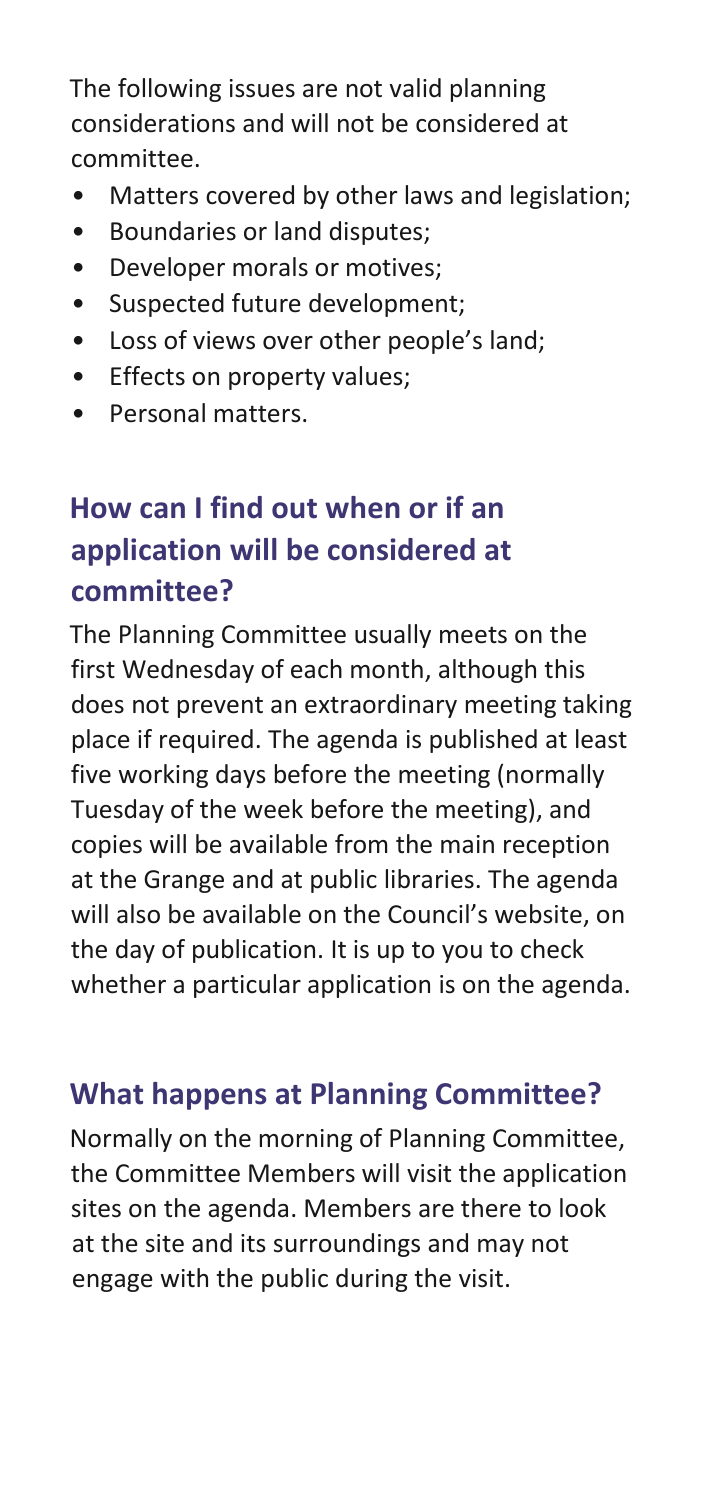The following issues are not valid planning considerations and will not be considered at committee.

- Matters covered by other laws and legislation;
- Boundaries or land disputes;
- Developer morals or motives;
- Suspected future development;
- Loss of views over other people's land;
- Effects on property values;
- Personal matters.

## How can I find out when or if an application will be considered at committee?

The Planning Committee usually meets on the first Wednesday of each month, although this does not prevent an extraordinary meeting taking place if required. The agenda is published at least five working days before the meeting (normally Tuesday of the week before the meeting), and copies will be available from the main reception at the Grange and at public libraries. The agenda will also be available on the Council's website, on the day of publication. It is up to you to check whether a particular application is on the agenda.

## What happens at Planning Committee?

Normally on the morning of Planning Committee, the Committee Members will visit the application sites on the agenda. Members are there to look at the site and its surroundings and may not engage with the public during the visit.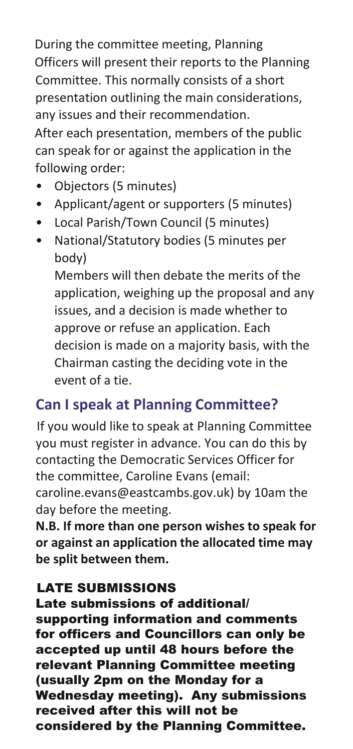During the committee meeting, Planning Officers will present their reports to the Planning Committee. This normally consists of a short presentation outlining the main considerations, any issues and their recommendation.

After each presentation, members of the public can speak for or against the application in the following order:

- Objectors (5 minutes)
- Applicant/agent or supporters (5 minutes)
- Local Parish/Town Council (5 minutes)
- National/Statutory bodies (5 minutes per body)

  Members will then debate the merits of the application, weighing up the proposal and any issues, and a decision is made whether to approve or refuse an application. Each decision is made on a majority basis, with the Chairman casting the deciding vote in the event of a tie.

## Can I speak at Planning Committee?

If you would like to speak at Planning Committee you must register in advance. You can do this by contacting the Democratic Services Officer for the committee, Caroline Evans (email: caroline.evans@eastcambs.gov.uk) by 10am the day before the meeting.

**N.B. If more than one person wishes to speak for or against an application the allocated time may be split between them.**

### LATE SUBMISSIONS

**Late submissions of additional/ supporting information and comments for officers and Councillors can only be accepted up until 48 hours before the relevant Planning Committee meeting (usually 2pm on the Monday for a Wednesday meeting). Any submissions received after this will not be considered by the Planning Committee.**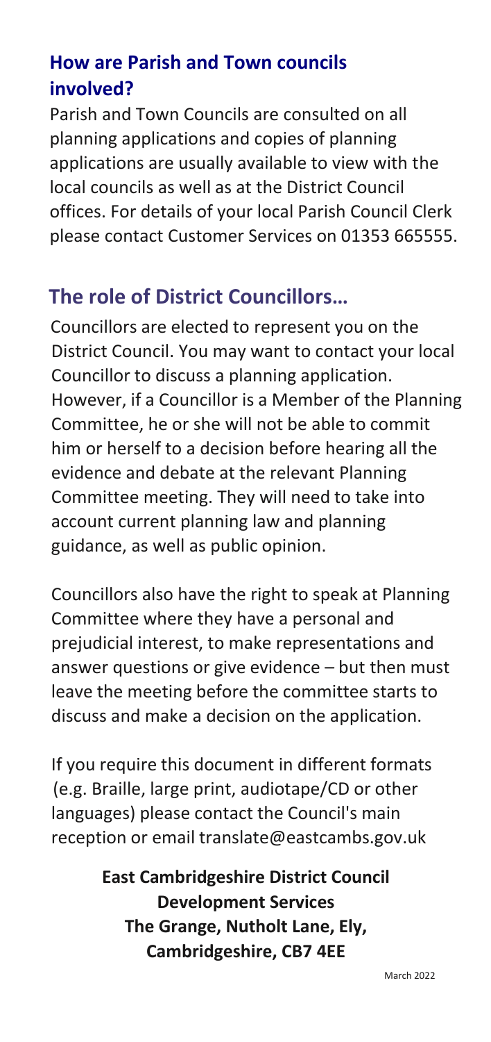## How are Parish and Town councils involved?

Parish and Town Councils are consulted on all planning applications and copies of planning applications are usually available to view with the local councils as well as at the District Council offices. For details of your local Parish Council Clerk please contact Customer Services on 01353 665555.

## The role of District Councillors…

Councillors are elected to represent you on the District Council. You may want to contact your local Councillor to discuss a planning application. However, if a Councillor is a Member of the Planning Committee, he or she will not be able to commit him or herself to a decision before hearing all the evidence and debate at the relevant Planning Committee meeting. They will need to take into account current planning law and planning guidance, as well as public opinion.

Councillors also have the right to speak at Planning Committee where they have a personal and prejudicial interest, to make representations and answer questions or give evidence – but then must leave the meeting before the committee starts to discuss and make a decision on the application.

If you require this document in different formats (e.g. Braille, large print, audiotape/CD or other languages) please contact the Council's main reception or email translate@eastcambs.gov.uk

**East Cambridgeshire District Council**
**Development Services**
**The Grange, Nutholt Lane, Ely,**
**Cambridgeshire, CB7 4EE**

March 2022